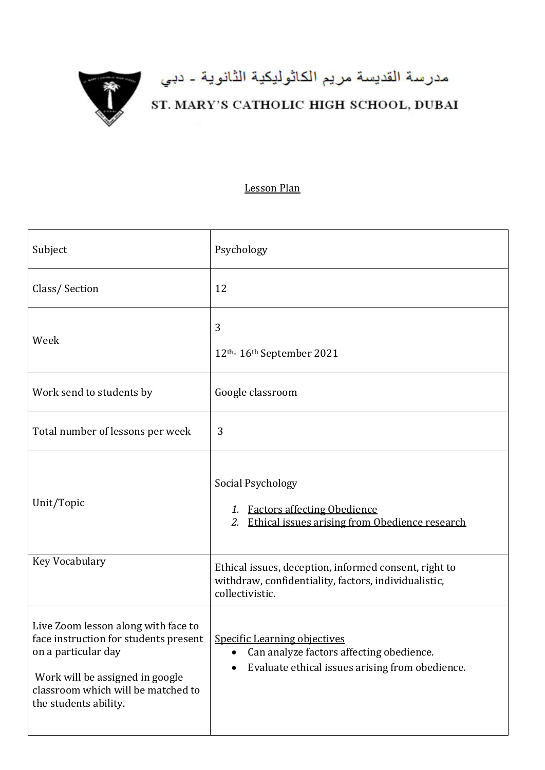مدرسة القديسة مريم الكاثوليكية الثانوية - دبي

ST. MARY'S CATHOLIC HIGH SCHOOL, DUBAI

Lesson Plan

| Subject | Psychology |
|---|---|
| Class/ Section | 12 |
| Week | 3<br>12th- 16th September 2021 |
| Work send to students by | Google classroom |
| Total number of lessons per week | 3 |
| Unit/Topic | Social Psychology<br>1. Factors affecting Obedience<br>2. Ethical issues arising from Obedience research |
| Key Vocabulary | Ethical issues, deception, informed consent, right to withdraw, confidentiality, factors, individualistic, collectivistic. |
| Live Zoom lesson along with face to face instruction for students present on a particular day<br><br>Work will be assigned in google classroom which will be matched to the students ability. | Specific Learning objectives<br>• Can analyze factors affecting obedience.<br>• Evaluate ethical issues arising from obedience. |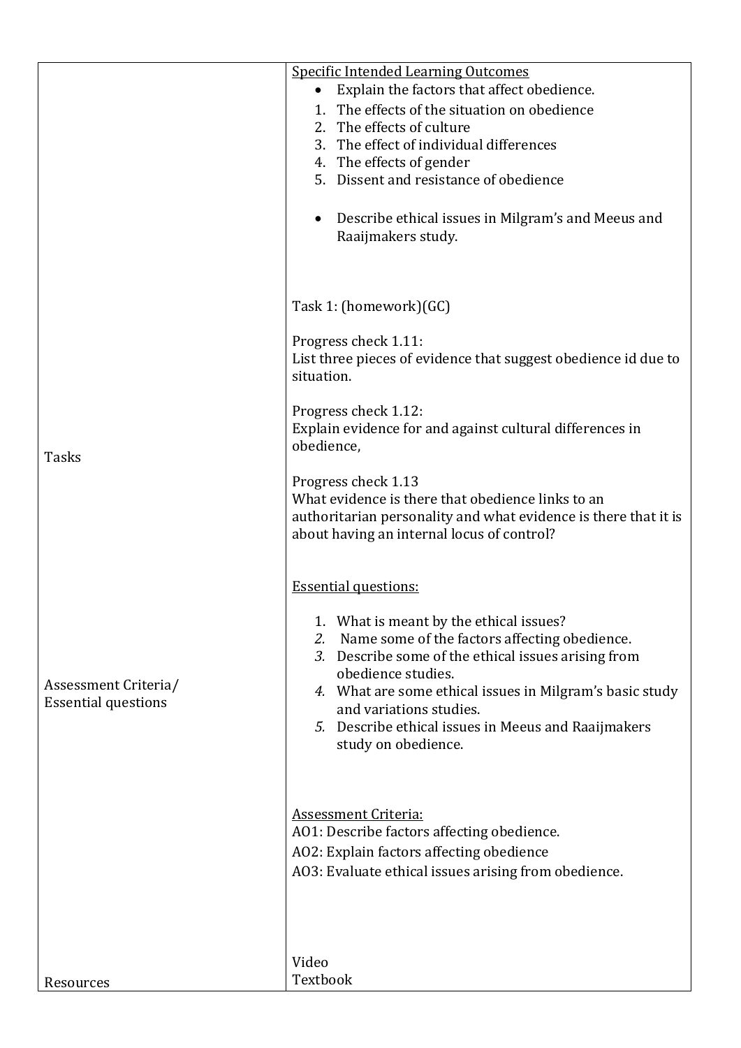| | |
|---|---|
| | <u>Specific Intended Learning Outcomes</u><br>• Explain the factors that affect obedience.<br>1. The effects of the situation on obedience<br>2. The effects of culture<br>3. The effect of individual differences<br>4. The effects of gender<br>5. Dissent and resistance of obedience<br><br>• Describe ethical issues in Milgram's and Meeus and Raaijmakers study. |
| Tasks | Task 1: (homework)(GC)<br><br>Progress check 1.11:<br>List three pieces of evidence that suggest obedience id due to situation.<br><br>Progress check 1.12:<br>Explain evidence for and against cultural differences in obedience,<br><br>Progress check 1.13<br>What evidence is there that obedience links to an authoritarian personality and what evidence is there that it is about having an internal locus of control? |
| Assessment Criteria/ Essential questions | <u>Essential questions:</u><br><br>1. What is meant by the ethical issues?<br>2. Name some of the factors affecting obedience.<br>3. Describe some of the ethical issues arising from obedience studies.<br>4. What are some ethical issues in Milgram's basic study and variations studies.<br>5. Describe ethical issues in Meeus and Raaijmakers study on obedience.<br><br><u>Assessment Criteria:</u><br>AO1: Describe factors affecting obedience.<br>AO2: Explain factors affecting obedience<br>AO3: Evaluate ethical issues arising from obedience. |
| Resources | Video<br>Textbook |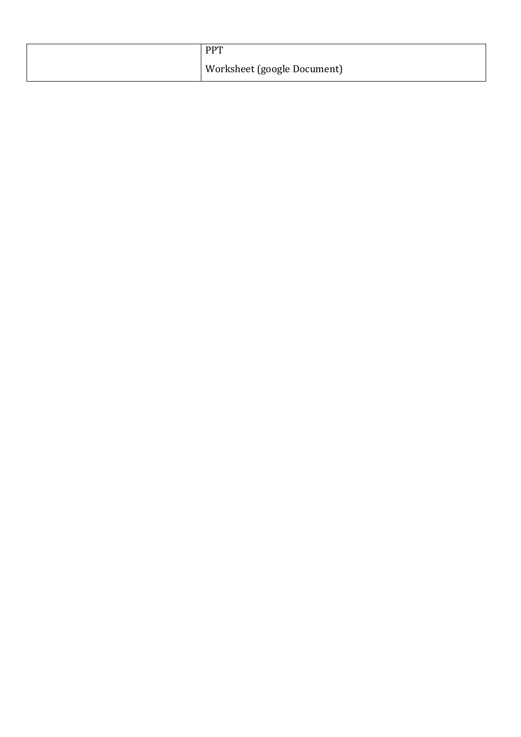| | |
|---|---|
| | PPT<br>Worksheet (google Document) |